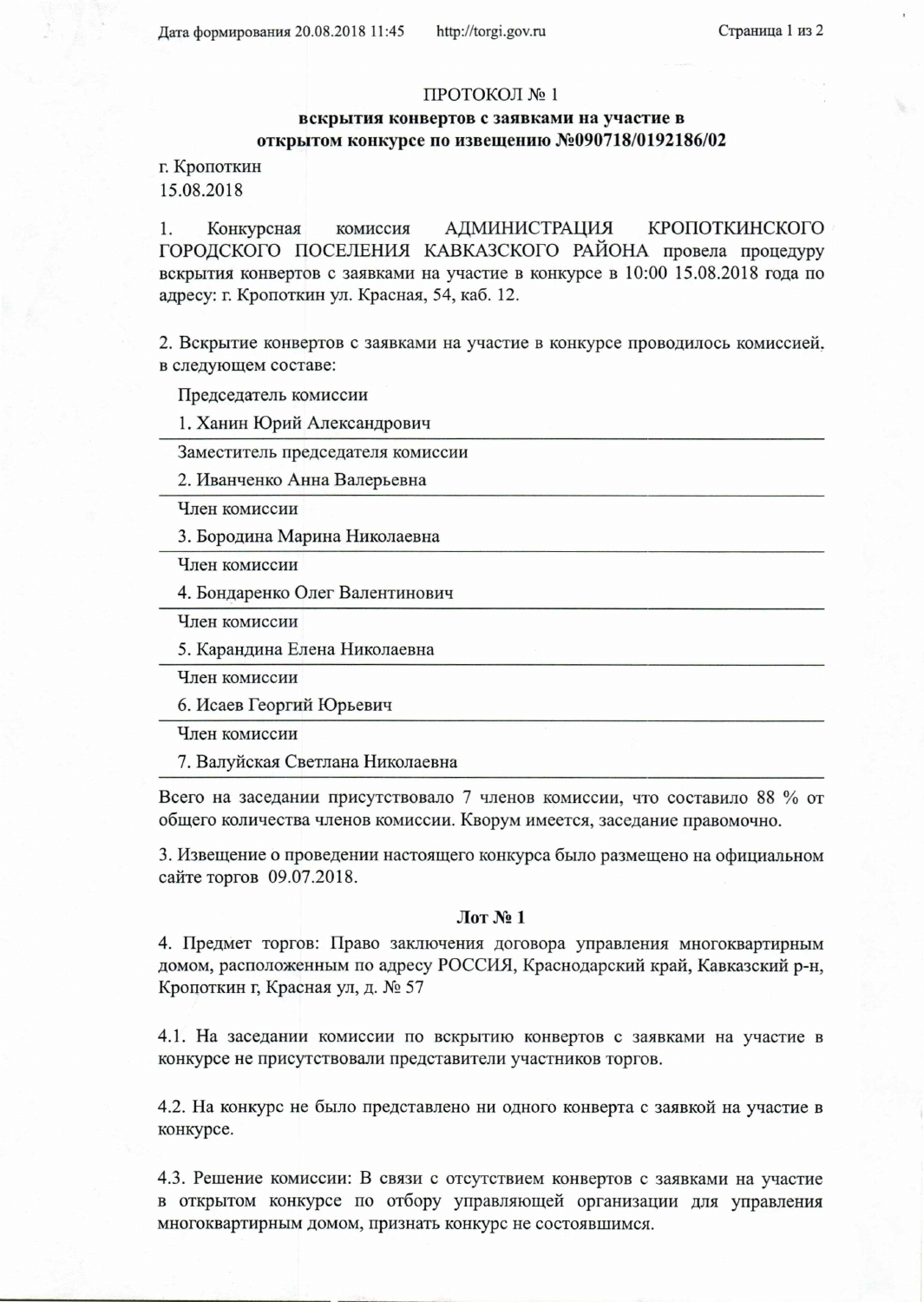# ПРОТОКОЛ № 1

## вскрытия конвертов с заявками на участие в открытом конкурсе по извещению №090718/0192186/02

г. Кропоткин
15.08.2018

1. Конкурсная комиссия АДМИНИСТРАЦИЯ КРОПОТКИНСКОГО ГОРОДСКОГО ПОСЕЛЕНИЯ КАВКАЗСКОГО РАЙОНА провела процедуру вскрытия конвертов с заявками на участие в конкурсе в 10:00 15.08.2018 года по адресу: г. Кропоткин ул. Красная, 54, каб. 12.

2. Вскрытие конвертов с заявками на участие в конкурсе проводилось комиссией. в следующем составе:

Председатель комиссии
1. Ханин Юрий Александрович

Заместитель председателя комиссии
2. Иванченко Анна Валерьевна

Член комиссии
3. Бородина Марина Николаевна

Член комиссии
4. Бондаренко Олег Валентинович

Член комиссии
5. Карандина Елена Николаевна

Член комиссии
6. Исаев Георгий Юрьевич

Член комиссии
7. Валуйская Светлана Николаевна

Всего на заседании присутствовало 7 членов комиссии, что составило 88 % от общего количества членов комиссии. Кворум имеется, заседание правомочно.

3. Извещение о проведении настоящего конкурса было размещено на официальном сайте торгов 09.07.2018.

### Лот № 1

4. Предмет торгов: Право заключения договора управления многоквартирным домом, расположенным по адресу РОССИЯ, Краснодарский край, Кавказский р-н, Кропоткин г, Красная ул, д. № 57

4.1. На заседании комиссии по вскрытию конвертов с заявками на участие в конкурсе не присутствовали представители участников торгов.

4.2. На конкурс не было представлено ни одного конверта с заявкой на участие в конкурсе.

4.3. Решение комиссии: В связи с отсутствием конвертов с заявками на участие в открытом конкурсе по отбору управляющей организации для управления многоквартирным домом, признать конкурс не состоявшимся.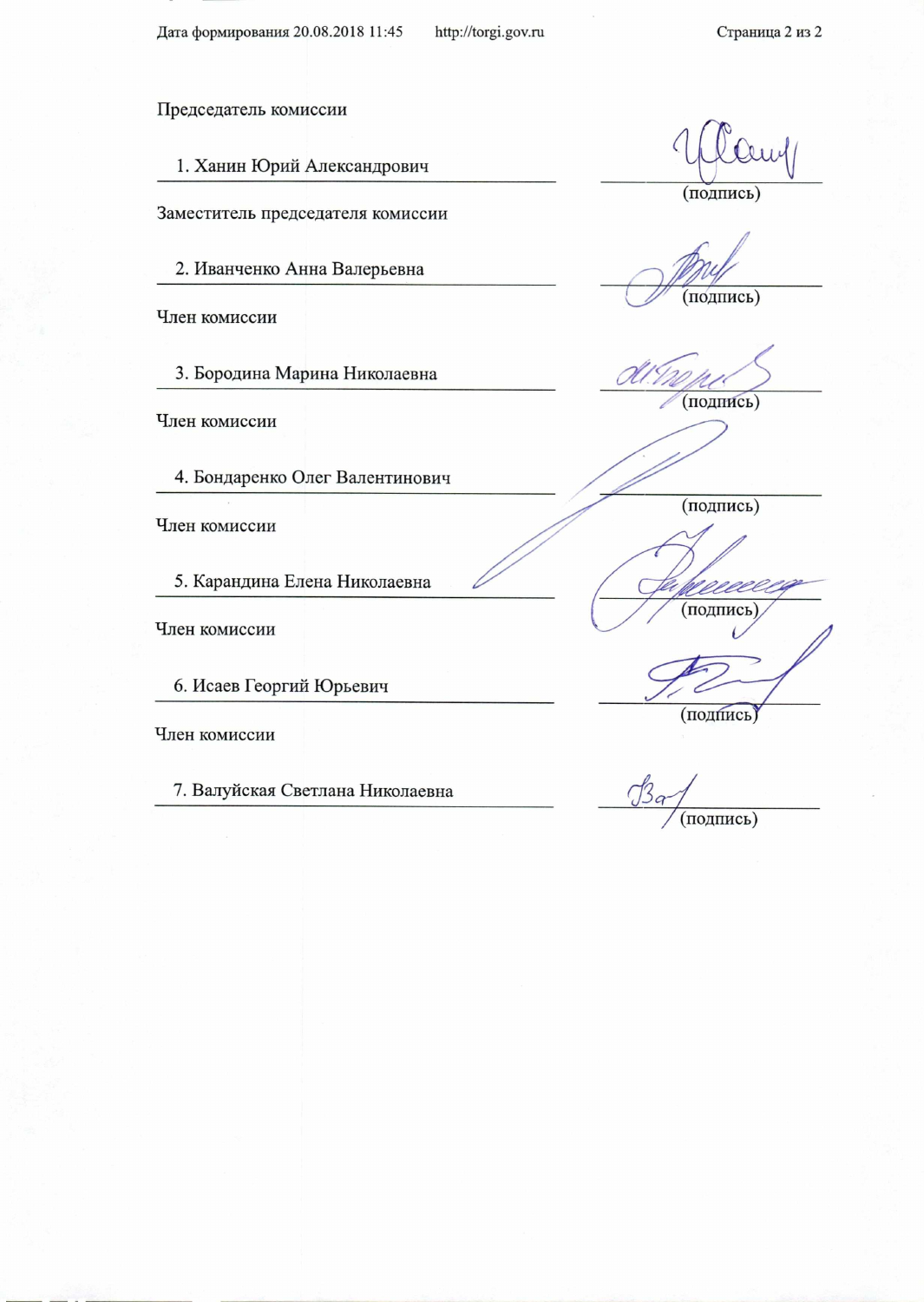Председатель комиссии

| | |
|---|---|
| 1. Ханин Юрий Александрович | (подпись) |

Заместитель председателя комиссии

| | |
|---|---|
| 2. Иванченко Анна Валерьевна | (подпись) |

Член комиссии

| | |
|---|---|
| 3. Бородина Марина Николаевна | (подпись) |

Член комиссии

| | |
|---|---|
| 4. Бондаренко Олег Валентинович | (подпись) |

Член комиссии

| | |
|---|---|
| 5. Карандина Елена Николаевна | (подпись) |

Член комиссии

| | |
|---|---|
| 6. Исаев Георгий Юрьевич | (подпись) |

Член комиссии

| | |
|---|---|
| 7. Валуйская Светлана Николаевна | (подпись) |